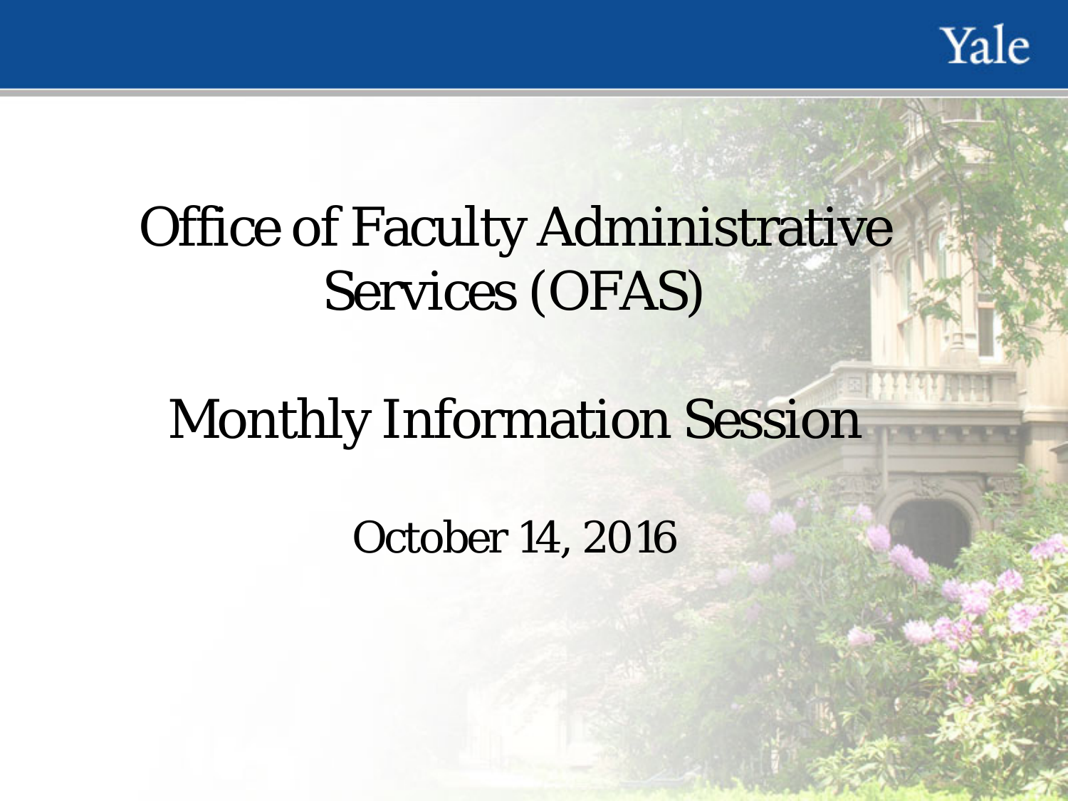# Office of Faculty Administrative Services (OFAS)

## Monthly Information Session

October 14, 2016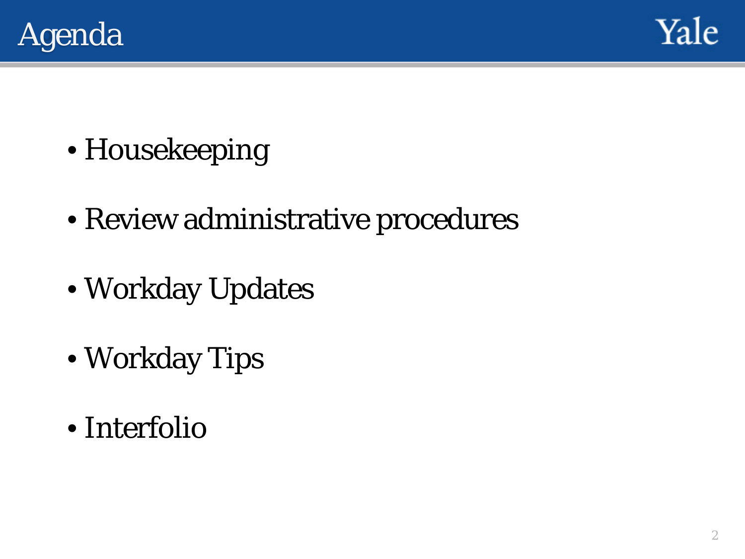# Agenda

- Housekeeping
- Review administrative procedures
- Workday Updates
- Workday Tips
- Interfolio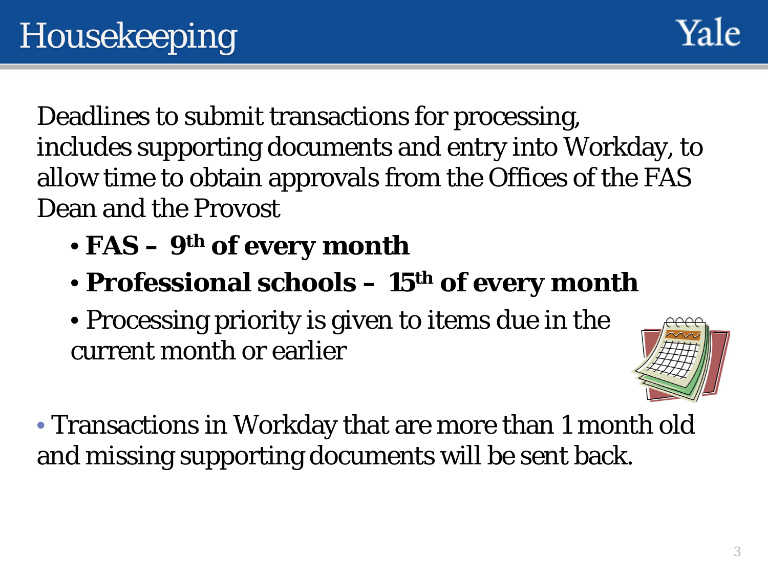# Housekeeping

Deadlines to submit transactions for processing, includes supporting documents and entry into Workday, to allow time to obtain approvals from the Offices of the FAS Dean and the Provost

- **FAS – 9th of every month**
- **Professional schools – 15th of every month**
- Processing priority is given to items due in the current month or earlier

- Transactions in Workday that are more than 1 month old and missing supporting documents will be sent back.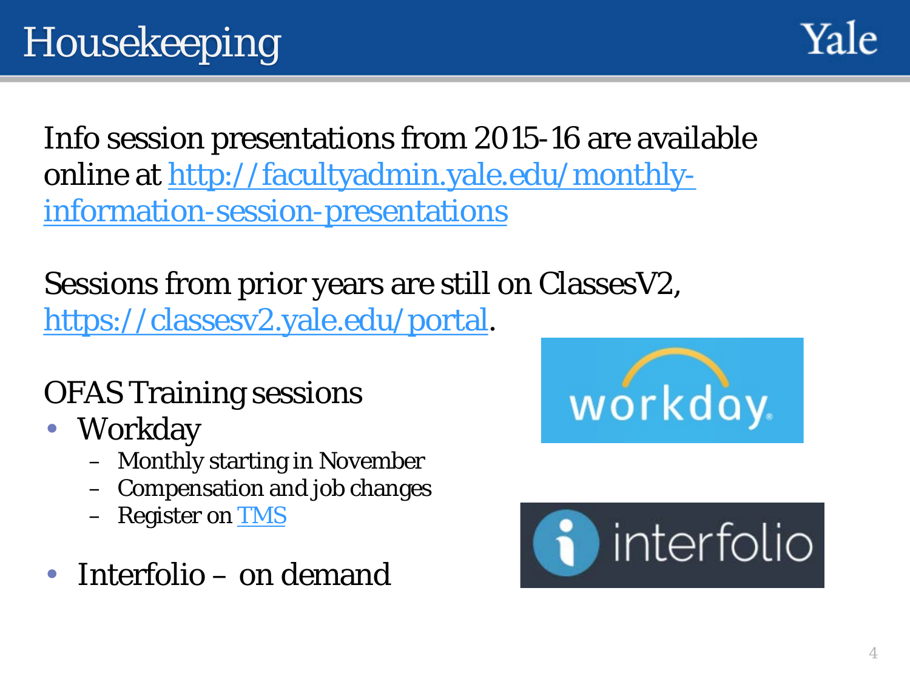# Housekeeping

Info session presentations from 2015-16 are available online at [http://facultyadmin.yale.edu/monthly-information-session-presentations](http://facultyadmin.yale.edu/monthly-information-session-presentations)

Sessions from prior years are still on ClassesV2, [https://classesv2.yale.edu/portal](https://classesv2.yale.edu/portal).

OFAS Training sessions

- Workday
  - Monthly starting in November
  - Compensation and job changes
  - Register on TMS
- Interfolio – on demand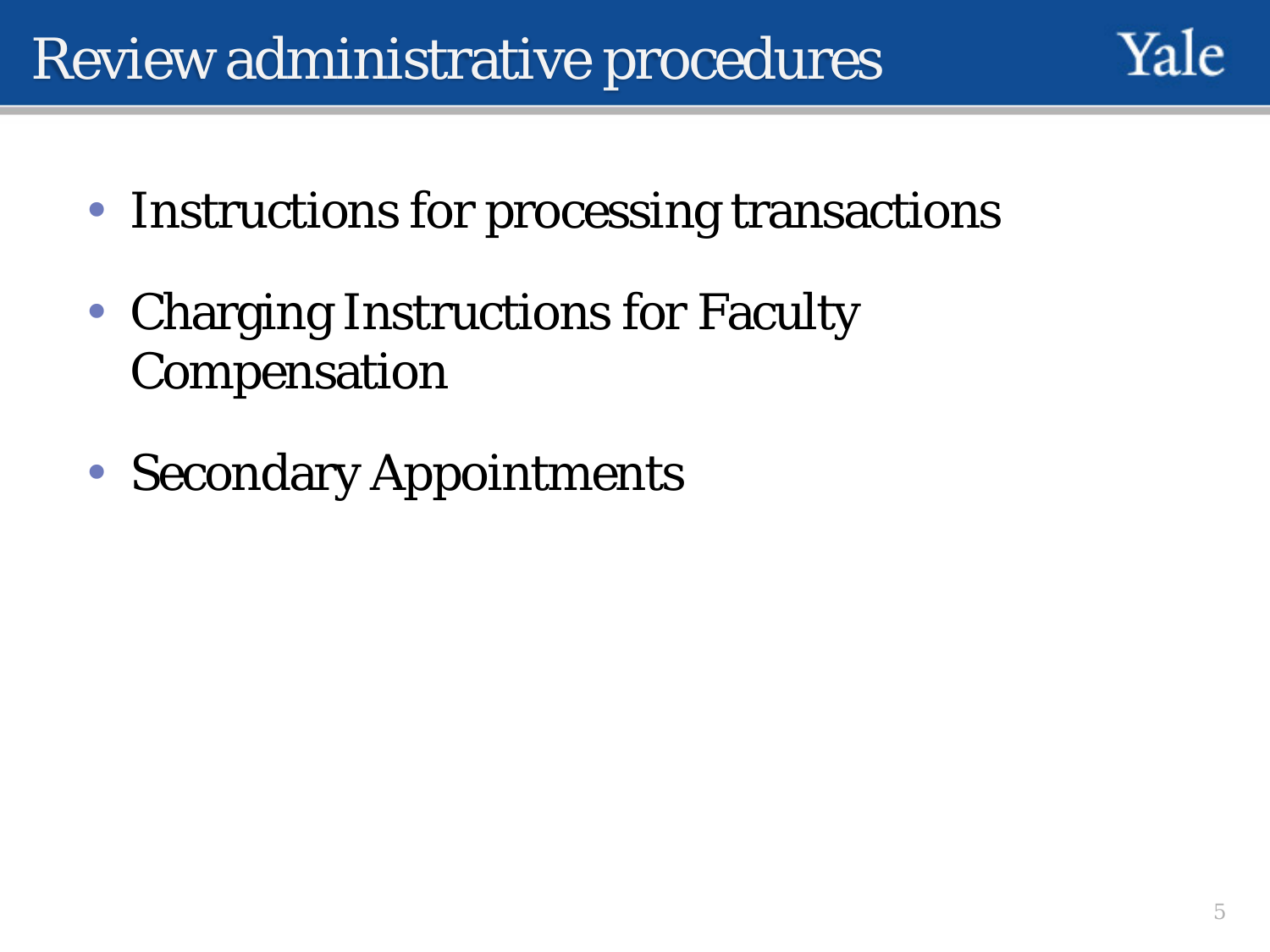# Review administrative procedures

- Instructions for processing transactions
- Charging Instructions for Faculty Compensation
- Secondary Appointments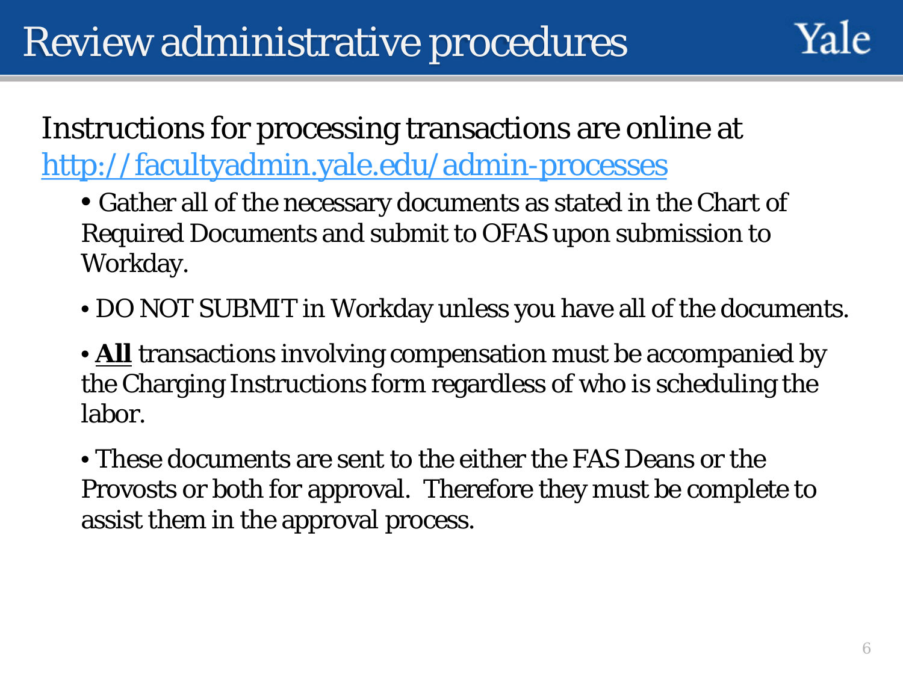# Review administrative procedures

Instructions for processing transactions are online at [http://facultyadmin.yale.edu/admin-processes](http://facultyadmin.yale.edu/admin-processes)

- Gather all of the necessary documents as stated in the Chart of Required Documents and submit to OFAS upon submission to Workday.
- DO NOT SUBMIT in Workday unless you have all of the documents.
- **<u>All</u>** transactions involving compensation must be accompanied by the Charging Instructions form regardless of who is scheduling the labor.
- These documents are sent to the either the FAS Deans or the Provosts or both for approval. Therefore they must be complete to assist them in the approval process.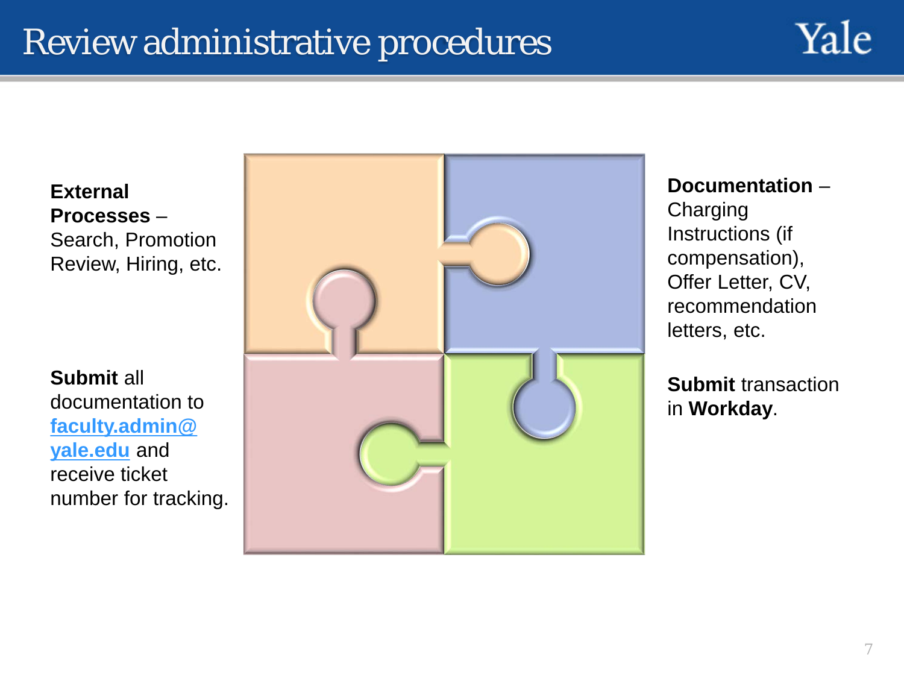# Review administrative procedures

**External Processes** – Search, Promotion Review, Hiring, etc.

**Submit** all documentation to [faculty.admin@yale.edu](mailto:faculty.admin@yale.edu) and receive ticket number for tracking.

**Documentation** – Charging Instructions (if compensation), Offer Letter, CV, recommendation letters, etc.

**Submit** transaction in **Workday**.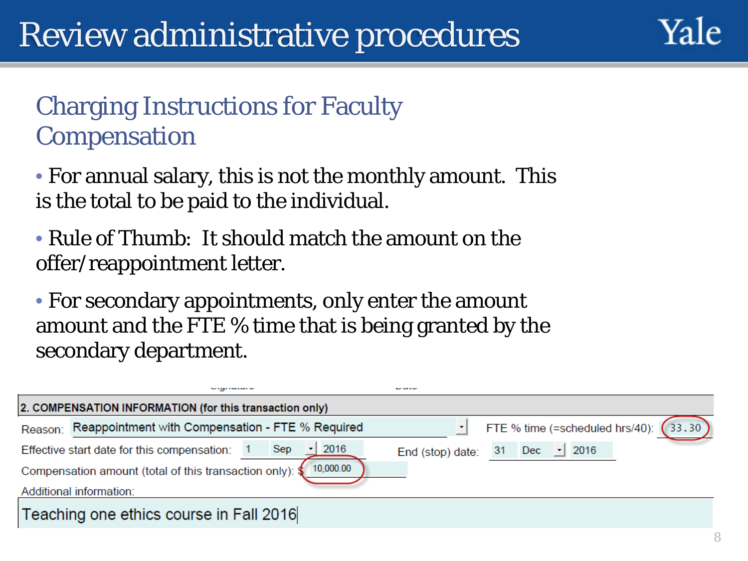# Review administrative procedures

## Charging Instructions for Faculty Compensation

- For annual salary, this is not the monthly amount. This is the total to be paid to the individual.
- Rule of Thumb: It should match the amount on the offer/reappointment letter.
- For secondary appointments, only enter the amount amount and the FTE % time that is being granted by the secondary department.

**2. COMPENSATION INFORMATION (for this transaction only)**

Reason: Reappointment with Compensation - FTE % Required

FTE % time (=scheduled hrs/40): 33.30

Effective start date for this compensation: 1 Sep 2016

End (stop) date: 31 Dec 2016

Compensation amount (total of this transaction only): $ 10,000.00

Additional information:

Teaching one ethics course in Fall 2016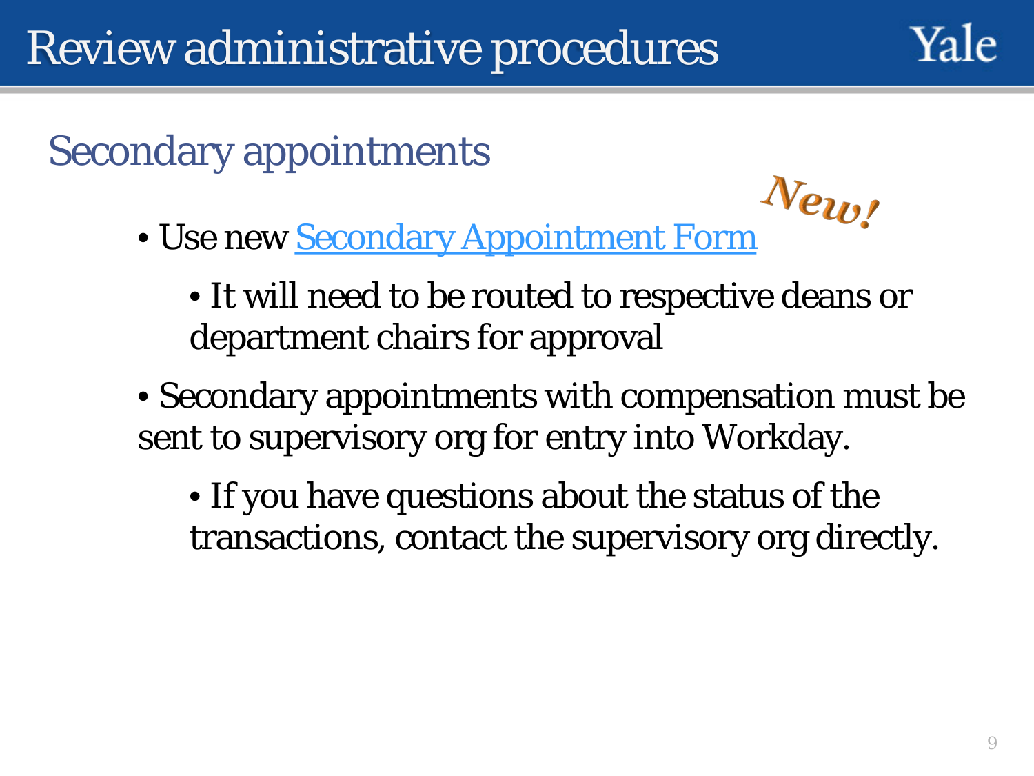# Review administrative procedures

## Secondary appointments

*New!*

- Use new [Secondary Appointment Form]
  - It will need to be routed to respective deans or department chairs for approval
- Secondary appointments with compensation must be sent to supervisory org for entry into Workday.
  - If you have questions about the status of the transactions, contact the supervisory org directly.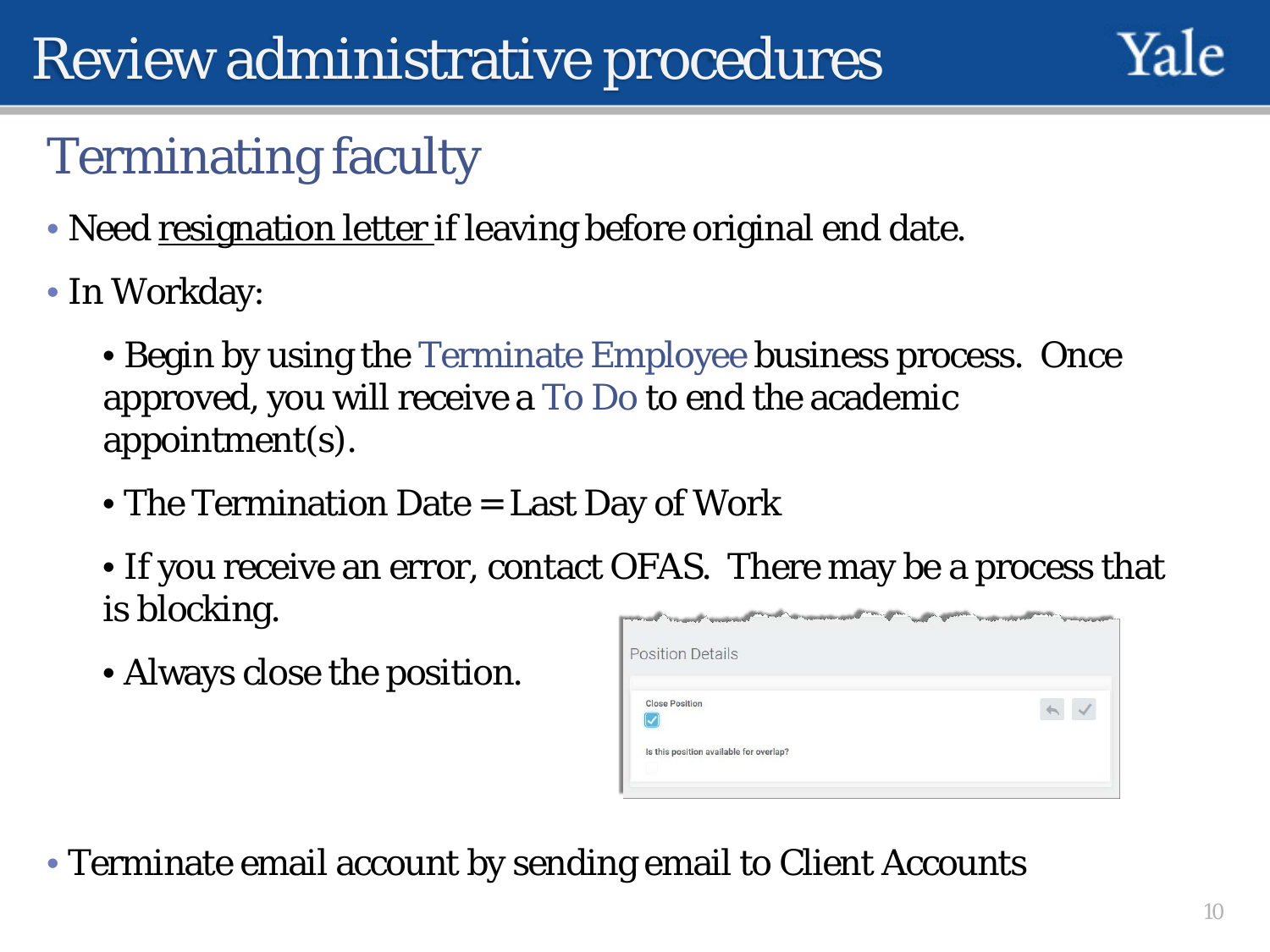# Review administrative procedures

## Terminating faculty

- Need resignation letter if leaving before original end date.
- In Workday:
  - Begin by using the Terminate Employee business process. Once approved, you will receive a To Do to end the academic appointment(s).
  - The Termination Date = Last Day of Work
  - If you receive an error, contact OFAS. There may be a process that is blocking.
  - Always close the position.
- Terminate email account by sending email to Client Accounts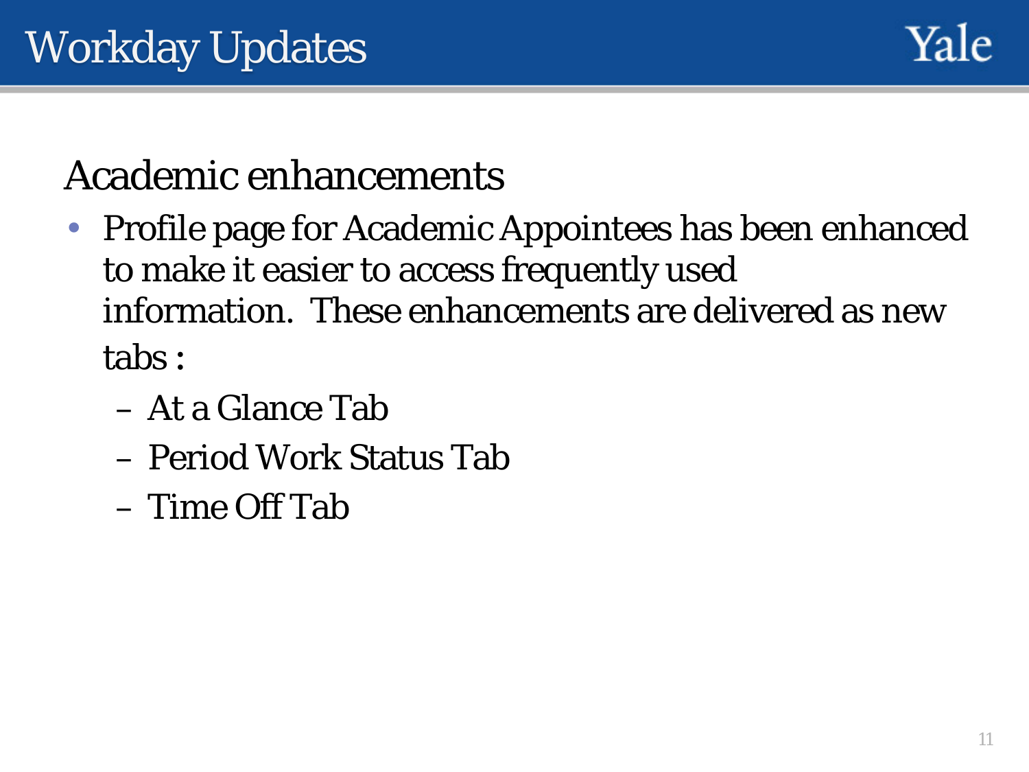# Workday Updates

## Academic enhancements

- Profile page for Academic Appointees has been enhanced to make it easier to access frequently used information. These enhancements are delivered as new tabs :
  - At a Glance Tab
  - Period Work Status Tab
  - Time Off Tab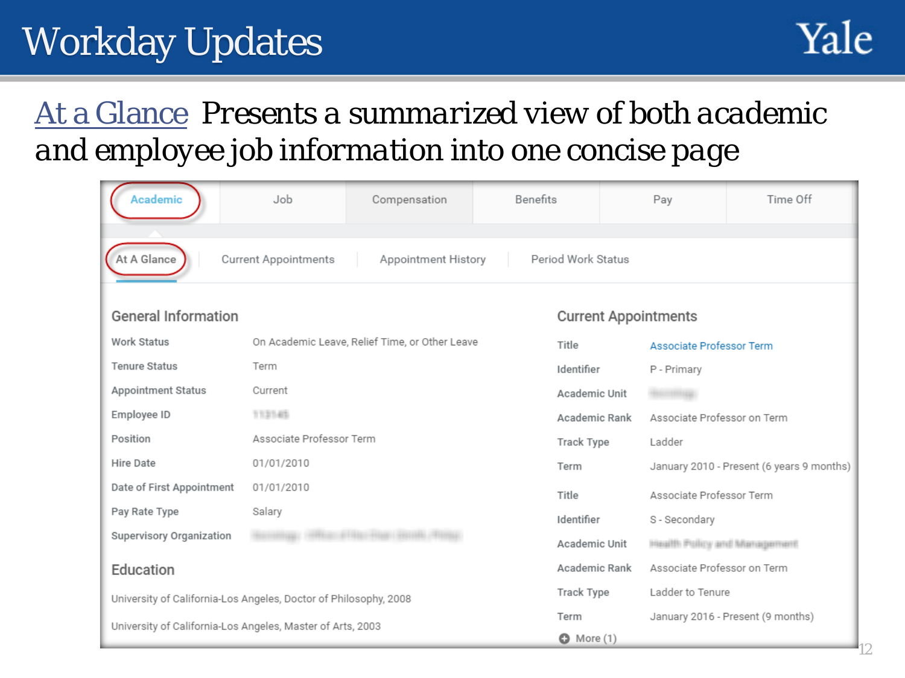# Workday Updates

Yale

At a Glance *Presents a summarized view of both academic and employee job information into one concise page*

Academic | Job | Compensation | Benefits | Pay | Time Off

At A Glance | Current Appointments | Appointment History | Period Work Status

## General Information

| | |
|---|---|
| Work Status | On Academic Leave, Relief Time, or Other Leave |
| Tenure Status | Term |
| Appointment Status | Current |
| Employee ID | |
| Position | Associate Professor Term |
| Hire Date | 01/01/2010 |
| Date of First Appointment | 01/01/2010 |
| Pay Rate Type | Salary |
| Supervisory Organization | |

## Education

University of California-Los Angeles, Doctor of Philosophy, 2008

University of California-Los Angeles, Master of Arts, 2003

## Current Appointments

| | |
|---|---|
| Title | Associate Professor Term |
| Identifier | P - Primary |
| Academic Unit | |
| Academic Rank | Associate Professor on Term |
| Track Type | Ladder |
| Term | January 2010 - Present (6 years 9 months) |
| Title | Associate Professor Term |
| Identifier | S - Secondary |
| Academic Unit | |
| Academic Rank | Associate Professor on Term |
| Track Type | Ladder to Tenure |
| Term | January 2016 - Present (9 months) |

More (1)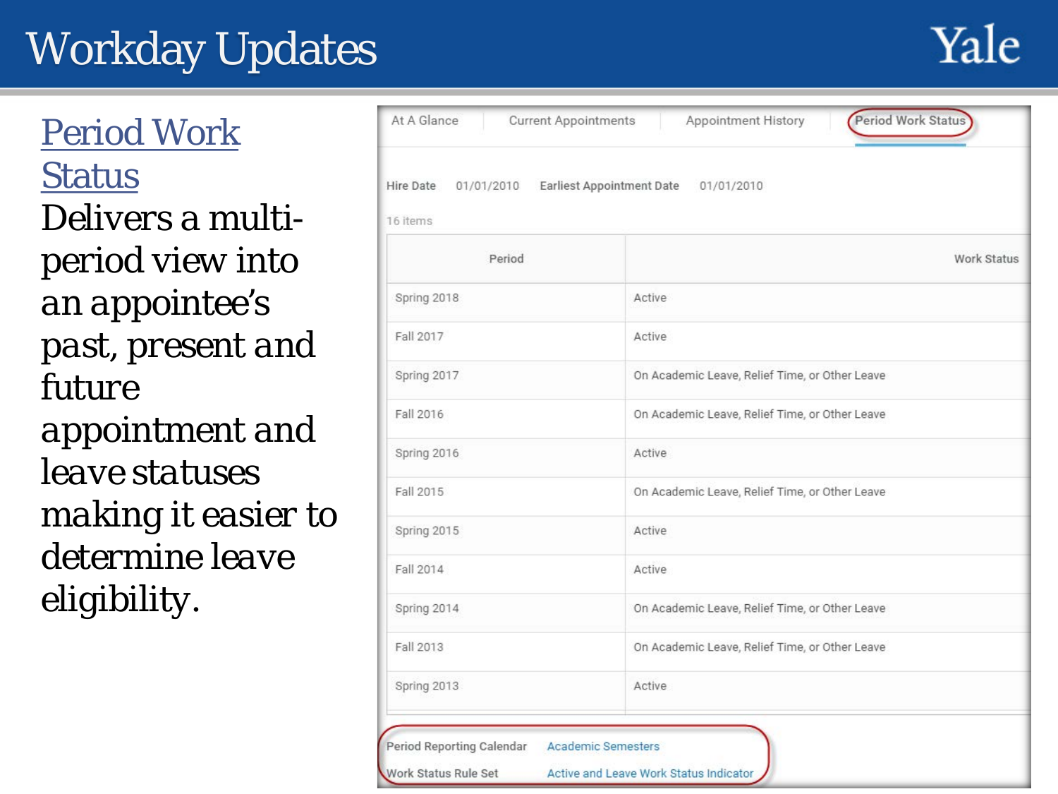# Workday Updates

[Period Work Status](#)

Delivers a multi-period view into an appointee's past, present and future appointment and leave statuses making it easier to determine leave eligibility.

At A Glance | Current Appointments | Appointment History | Period Work Status

Hire Date 01/01/2010 Earliest Appointment Date 01/01/2010

16 items

| Period | Work Status |
|---|---|
| Spring 2018 | Active |
| Fall 2017 | Active |
| Spring 2017 | On Academic Leave, Relief Time, or Other Leave |
| Fall 2016 | On Academic Leave, Relief Time, or Other Leave |
| Spring 2016 | Active |
| Fall 2015 | On Academic Leave, Relief Time, or Other Leave |
| Spring 2015 | Active |
| Fall 2014 | Active |
| Spring 2014 | On Academic Leave, Relief Time, or Other Leave |
| Fall 2013 | On Academic Leave, Relief Time, or Other Leave |
| Spring 2013 | Active |

Period Reporting Calendar: Academic Semesters

Work Status Rule Set: Active and Leave Work Status Indicator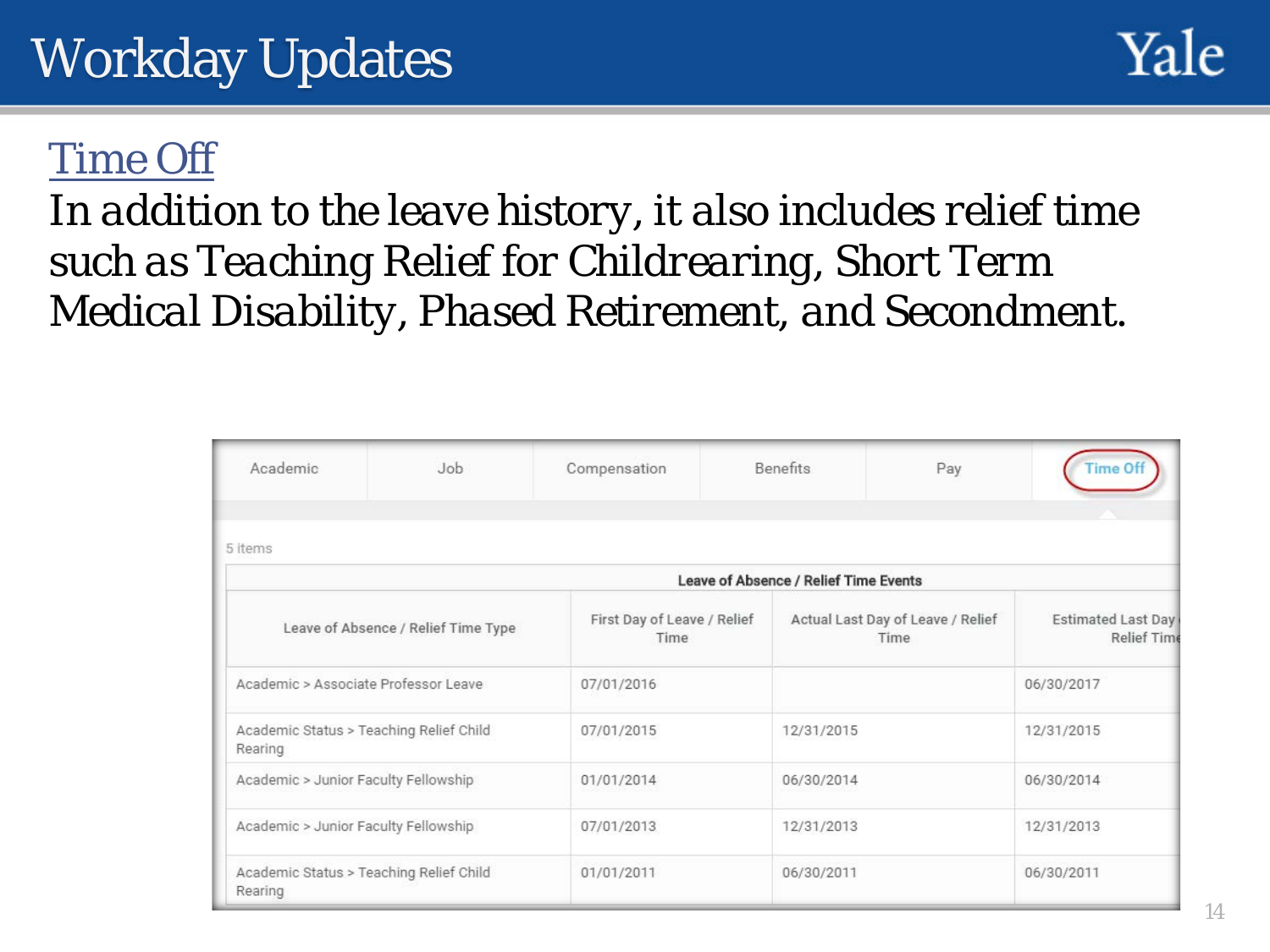# Workday Updates

## Time Off

*In addition to the leave history, it also includes relief time such as Teaching Relief for Childrearing, Short Term Medical Disability, Phased Retirement, and Secondment.*

| Academic | Job | Compensation | Benefits | Pay | Time Off |
|---|---|---|---|---|---|

5 items

| Leave of Absence / Relief Time Events | | | |
|---|---|---|---|
| Leave of Absence / Relief Time Type | First Day of Leave / Relief Time | Actual Last Day of Leave / Relief Time | Estimated Last Day of Relief Time |
| Academic > Associate Professor Leave | 07/01/2016 | | 06/30/2017 |
| Academic Status > Teaching Relief Child Rearing | 07/01/2015 | 12/31/2015 | 12/31/2015 |
| Academic > Junior Faculty Fellowship | 01/01/2014 | 06/30/2014 | 06/30/2014 |
| Academic > Junior Faculty Fellowship | 07/01/2013 | 12/31/2013 | 12/31/2013 |
| Academic Status > Teaching Relief Child Rearing | 01/01/2011 | 06/30/2011 | 06/30/2011 |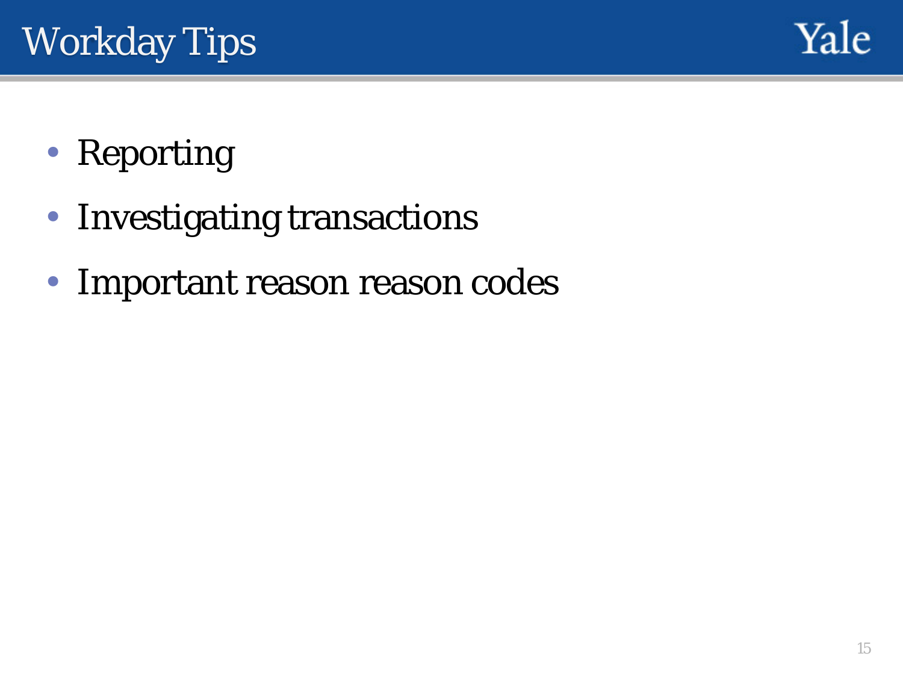# Workday Tips

- Reporting
- Investigating transactions
- Important reason reason codes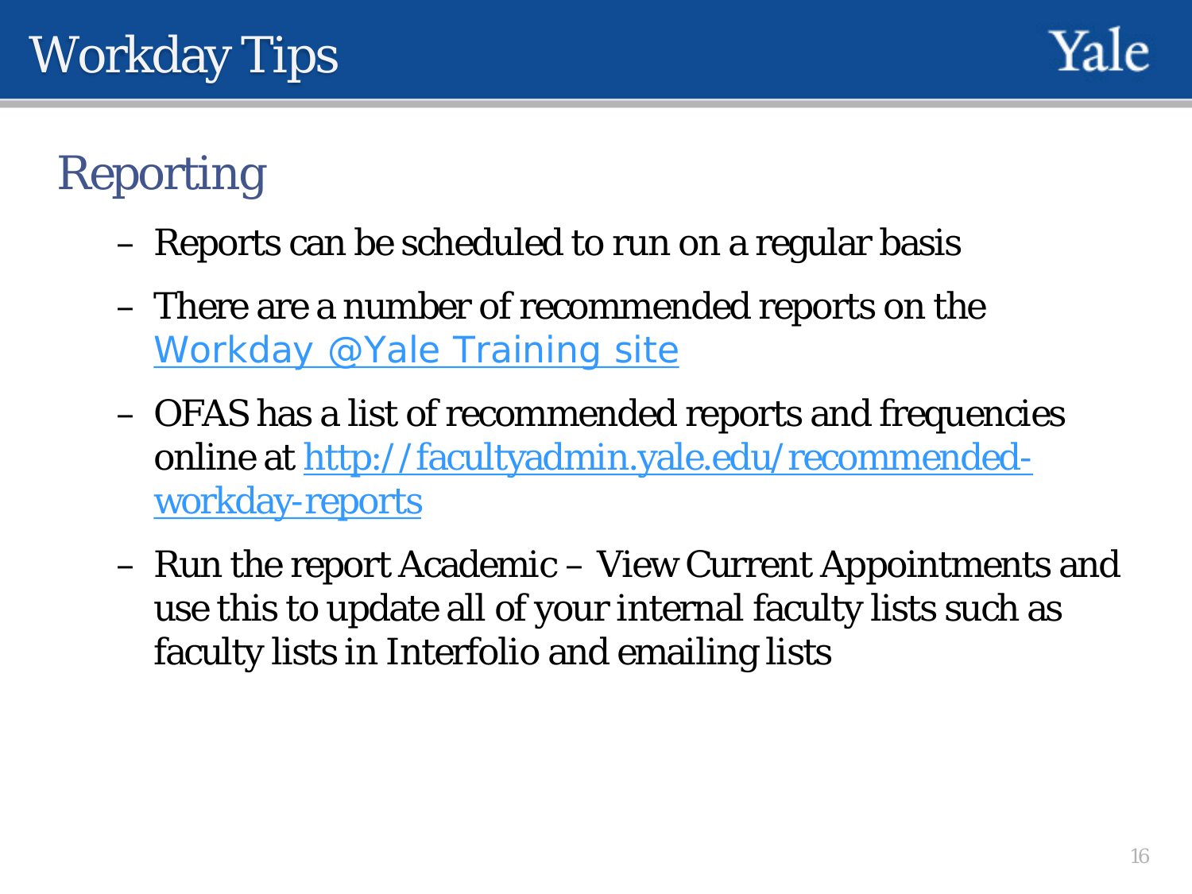# Workday Tips

## Reporting

- Reports can be scheduled to run on a regular basis
- There are a number of recommended reports on the [Workday @Yale Training site]()
- OFAS has a list of recommended reports and frequencies online at [http://facultyadmin.yale.edu/recommended-workday-reports](http://facultyadmin.yale.edu/recommended-workday-reports)
- Run the report Academic – View Current Appointments and use this to update all of your internal faculty lists such as faculty lists in Interfolio and emailing lists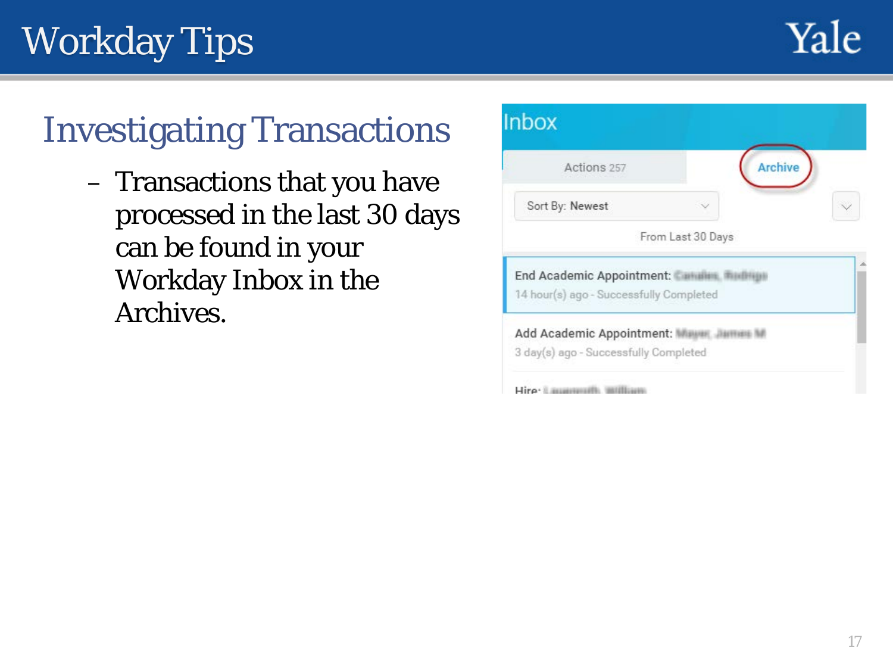# Workday Tips

## Investigating Transactions

- Transactions that you have processed in the last 30 days can be found in your Workday Inbox in the Archives.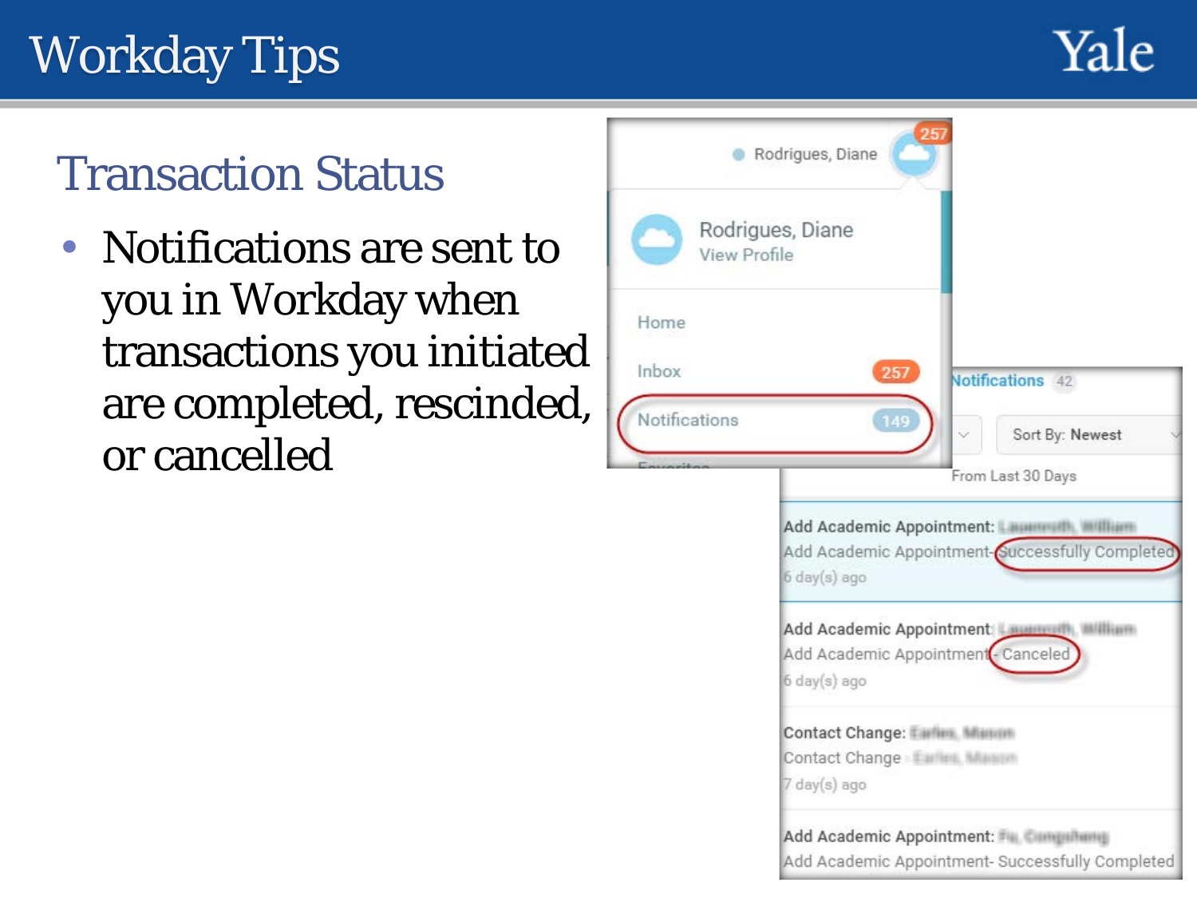# Workday Tips

## Transaction Status

- Notifications are sent to you in Workday when transactions you initiated are completed, rescinded, or cancelled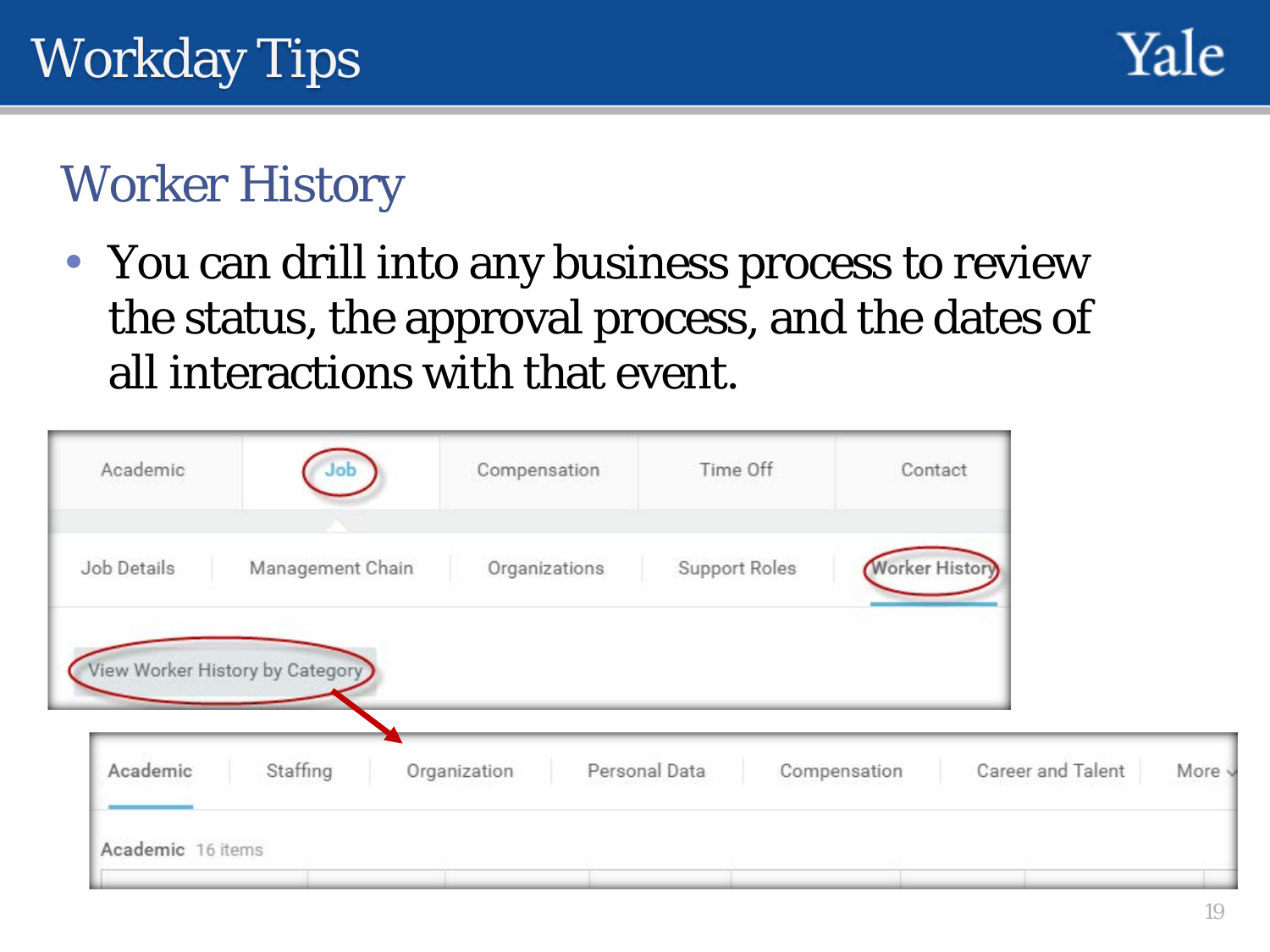# Workday Tips

## Worker History

- You can drill into any business process to review the status, the approval process, and the dates of all interactions with that event.

Academic | Job | Compensation | Time Off | Contact

Job Details | Management Chain | Organizations | Support Roles | Worker History

View Worker History by Category

Academic | Staffing | Organization | Personal Data | Compensation | Career and Talent | More

Academic 16 items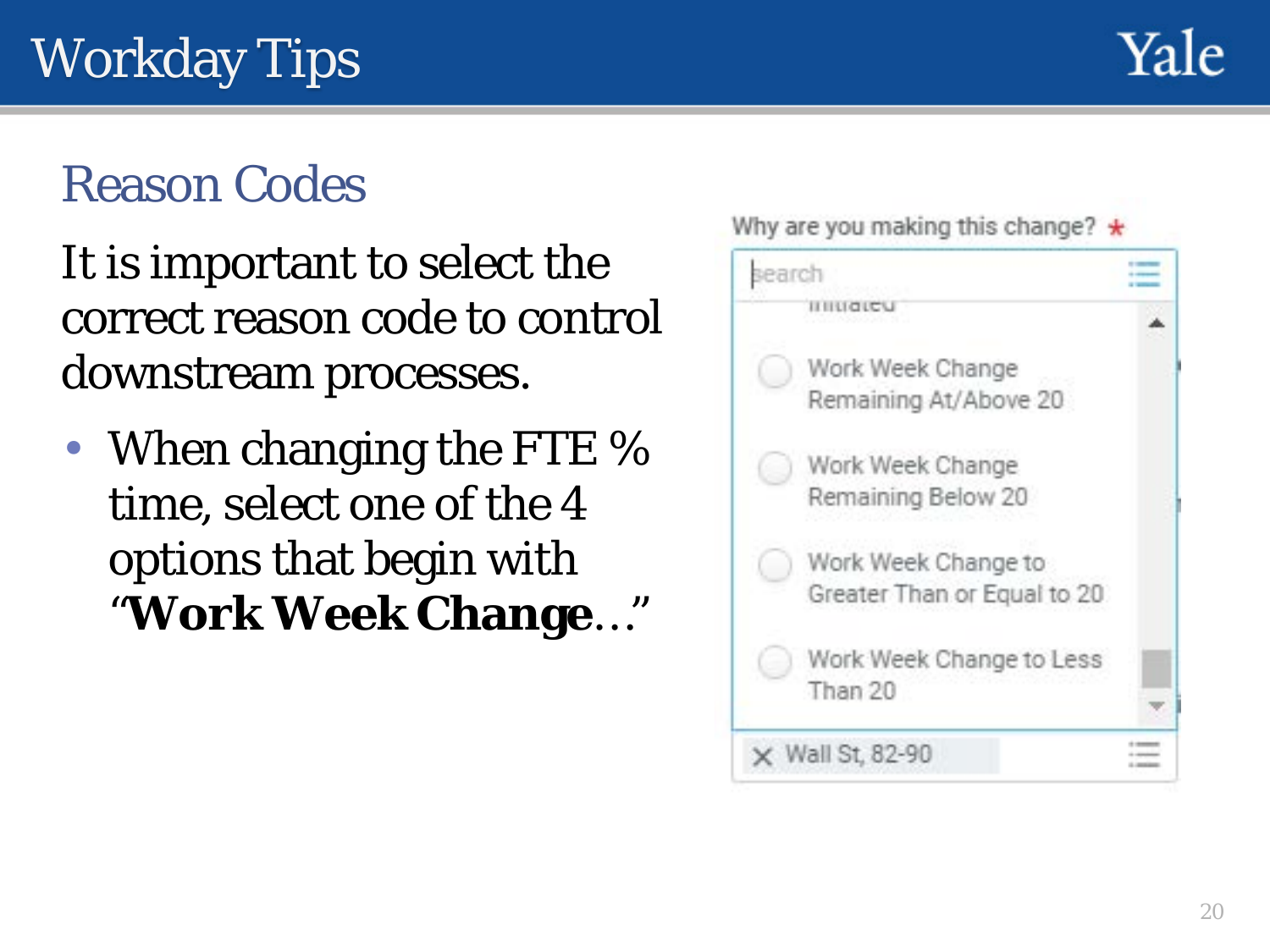# Workday Tips

## Reason Codes

It is important to select the correct reason code to control downstream processes.

- When changing the FTE % time, select one of the 4 options that begin with "**Work Week Change**…"

Why are you making this change? *

search

- Work Week Change Remaining At/Above 20
- Work Week Change Remaining Below 20
- Work Week Change to Greater Than or Equal to 20
- Work Week Change to Less Than 20

Wall St, 82-90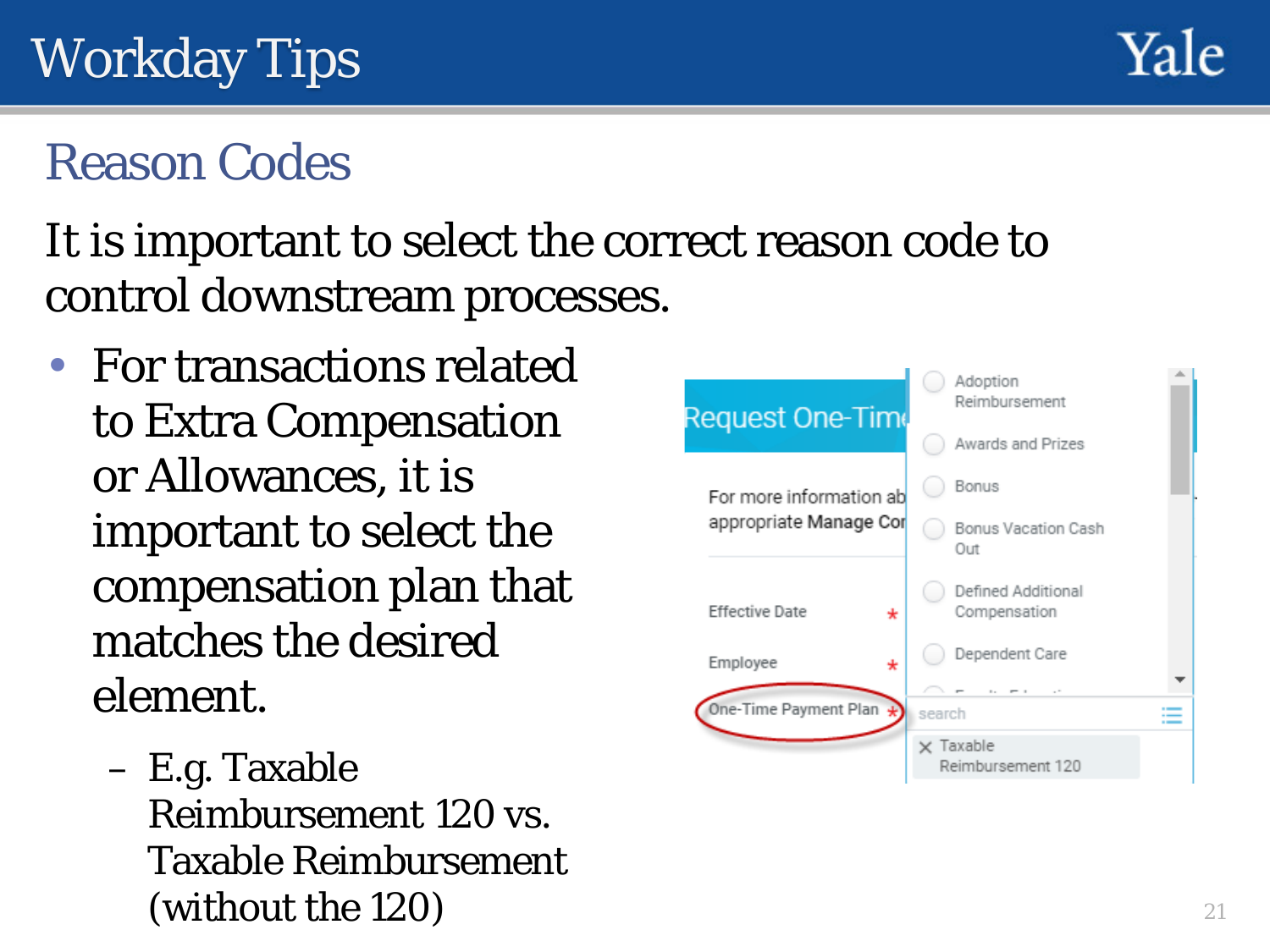## Reason Codes

It is important to select the correct reason code to control downstream processes.

- For transactions related to Extra Compensation or Allowances, it is important to select the compensation plan that matches the desired element.
  - E.g. Taxable Reimbursement 120 vs. Taxable Reimbursement (without the 120)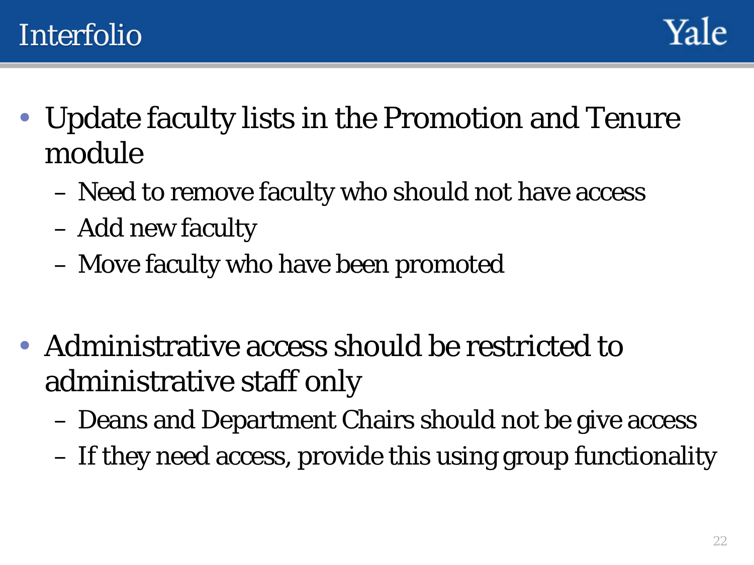# Interfolio

- Update faculty lists in the Promotion and Tenure module
  - Need to remove faculty who should not have access
  - Add new faculty
  - Move faculty who have been promoted

- Administrative access should be restricted to administrative staff only
  - Deans and Department Chairs should not be give access
  - If they need access, provide this using group functionality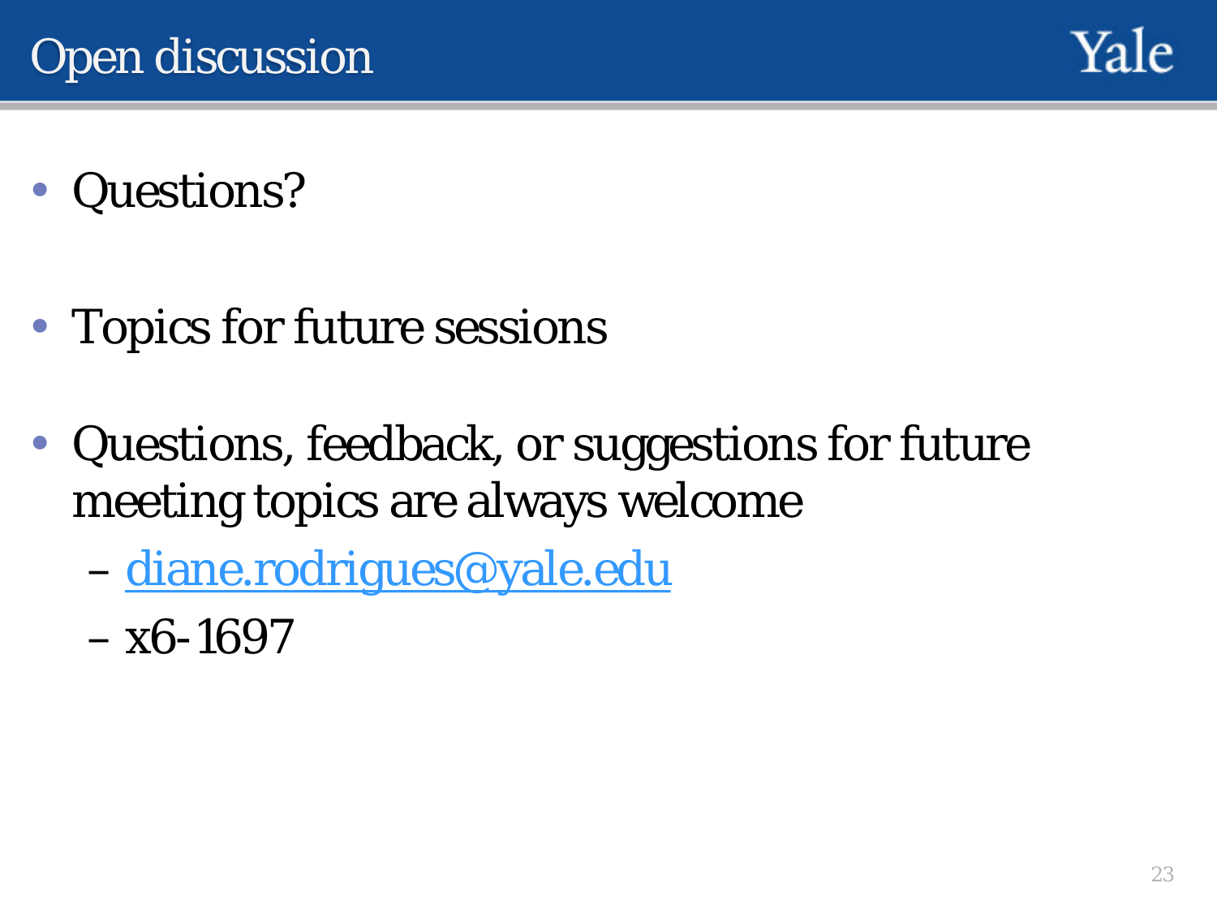# Open discussion

- Questions?

- Topics for future sessions

- Questions, feedback, or suggestions for future meeting topics are always welcome
  - diane.rodrigues@yale.edu
  - x6-1697